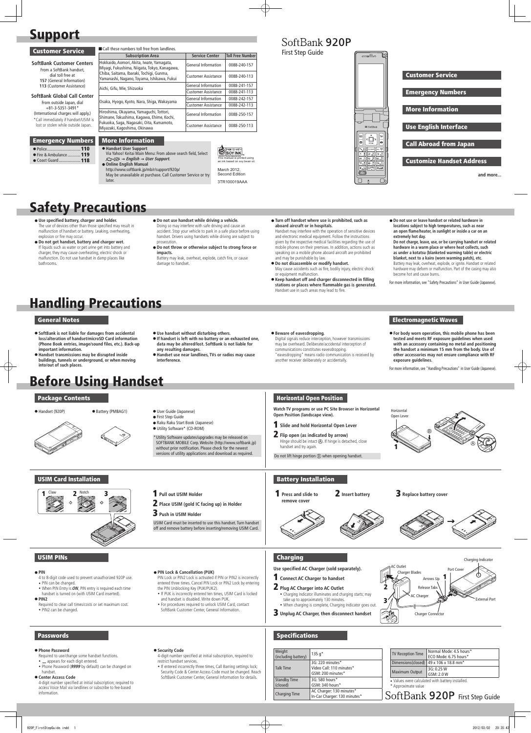# Support

## Customer Service

**SoftBank Customer Centers**
From a SoftBank handset, dial toll free at
**157** (General Information)
**113** (Customer Assistance)

**SoftBank Global Call Center**
From outside Japan, dial
+81-3-5351-3491*
(International charges will apply.)
*Call immediately if handset/USIM is lost or stolen while outside Japan.

■ Call these numbers toll free from landlines.

| Subscription Area | Service Center | Toll Free Number |
|---|---|---|
| Hokkaido, Aomori, Akita, Iwate, Yamagata, Miyagi, Fukushima, Niigata, Tokyo, Kanagawa, Chiba, Saitama, Ibaraki, Tochigi, Gunma, Yamanashi, Nagano, Toyama, Ishikawa, Fukui | General Information | 0088-240-157 |
| | Customer Assistance | 0088-240-113 |
| Aichi, Gifu, Mie, Shizuoka | General Information | 0088-241-157 |
| | Customer Assistance | 0088-241-113 |
| Osaka, Hyogo, Kyoto, Nara, Shiga, Wakayama | General Information | 0088-242-157 |
| | Customer Assistance | 0088-242-113 |
| Hiroshima, Okayama, Yamaguchi, Tottori, Shimane, Tokushima, Kagawa, Ehime, Kochi, Fukuoka, Saga, Nagasaki, Oita, Kumamoto, Miyazaki, Kagoshima, Okinawa | General Information | 0088-250-157 |
| | Customer Assistance | 0088-250-113 |

## Emergency Numbers

- Police .............................. **110**
- Fire & Ambulance ............ **119**
- Coast Guard ..................... **118**

## More Information

- **Handset User Support**
  Via Yahoo! Keitai Main Menu: From above search field, Select *メニューリスト → English → User Support*.
- **Online English Manual**
  http://www.softbank.jp/mb/r/support/920p/
  May be unavailable at purchase. Call Customer Service or try later.

This manual is printed using an ink based on soy bean oil.

March 2012, Second Edition

3TR100019AAA

# SoftBank 920P
First Step Guide

- Customer Service
- Emergency Numbers
- More Information
- Use English Interface
- Call Abroad from Japan
- Customize Handset Address

and more...

# Safety Precautions

- **Use specified battery, charger and holder.**
  The use of devices other than those specified may result in malfunction of handset or battery. Leaking, overheating, explosion or fire may occur.
- **Do not get handset, battery and charger wet.**
  If liquids such as water or pet urine get into battery and charger, they may cause overheating, electric shock or malfunction. Do not use handset in damp places like bathrooms.
- **Do not use handset while driving a vehicle.**
  Doing so may interfere with safe driving and cause an accident. Stop your vehicle to park in a safe place before using handset. Drivers using handsets while driving are subject to prosecution.
- **Do not throw or otherwise subject to strong force or impacts.**
  Battery may leak, overheat, explode, catch fire, or cause damage to handset.
- **Turn off handset where use is prohibited, such as aboard aircraft or in hospitals.**
  Handset may interfere with the operation of sensitive devices and electronic medical equipment. Follow the instructions given by the respective medical facilities regarding the use of mobile phones on their premises. In addition, actions such as speaking on a mobile phone aboard aircraft are prohibited and may be punishable by law.
- **Do not disassemble or modify handset.**
  May cause accidents such as fire, bodily injury, electric shock or equipment malfunction.
- **Keep handset off and charger disconnected in filling stations or places where flammable gas is generated.**
  Handset use in such areas may lead to fire.
- **Do not use or leave handset or related hardware in locations subject to high temperatures, such as near an open flame/heater, in sunlight or inside a car on an extremely hot day.**
  **Do not charge, leave, use, or be carrying handset or related hardware in a warm place or where heat collects, such as under a kotatsu (blanketed warming table) or electric blanket, next to a kairo (worn warming patch), etc.**
  Battery may leak, overheat, explode, or ignite. Handset or related hardware may deform or malfunction. Part of the casing may also become hot and cause burns.

For more information, see "Safety Precautions" in User Guide (Japanese).

# Handling Precautions

## General Notes

- **SoftBank is not liable for damages from accidental loss/alteration of handset/microSD Card information (Phone Book entries, image/sound files, etc.). Back-up important information.**
- **Handset transmissions may be disrupted inside buildings, tunnels or underground, or when moving into/out of such places.**
- **Use handset without disturbing others.**
- **If handset is left with no battery or an exhausted one, data may be altered/lost. SoftBank is not liable for any resulting damages.**
- **Handset use near landlines, TVs or radios may cause interference.**
- **Beware of eavesdropping.**
  Digital signals reduce interception, however transmissions may be overheard. Deliberate/accidental interception of communications constitutes eavesdropping.
  "eavesdropping" means radio communication is received by another receiver deliberately or accidentally.

## Electromagnetic Waves

- **For body worn operation, this mobile phone has been tested and meets RF exposure guidelines when used with an accessory containing no metal and positioning the handset a minimum 15 mm from the body. Use of other accessories may not ensure compliance with RF exposure guidelines.**

For more information, see "Handling Precautions" in User Guide (Japanese).

# Before Using Handset

## Package Contents

- Handset (920P)
- Battery (PMBAG1)
- User Guide (Japanese)
- First Step Guide
- Raku Raku Start Book (Japanese)
- Utility Software* (CD-ROM)

*Utility Software updates/upgrades may be released on SOFTBANK MOBILE Corp. Website (http://www.softbank.jp) without prior notification. Please check for the newest versions of utility applications and download as required.

## Horizontal Open Position

Watch TV programs or use PC Site Browser in Horizontal Open Position (landscape view).

1. **Slide and hold Horizontal Open Lever**
2. **Flip open (as indicated by arrow)**
   Hinge should be intact Ⓐ. If hinge is detached, close handset and try again.

Do not lift hinge portion Ⓑ when opening handset.

Horizontal Open Lever

## USIM Card Installation

1. **Pull out USIM Holder**
2. **Place USIM (gold IC facing up) in Holder**
3. **Push in USIM Holder**

USIM Card must be inserted to use this handset. Turn handset off and remove battery before inserting/removing USIM Card.

Claw　Notch

## Battery Installation

1. **Press and slide to remove cover**
2. **Insert battery**
3. **Replace battery cover**

## USIM PINs

- **PIN**
  4 to 8-digit code used to prevent unauthorized 920P use.
  - PIN can be changed.
  - When PIN Entry is ***ON***, PIN entry is required each time the handset is turned on (with USIM Card inserted).
- **PIN2**
  Required to clear call times/costs or set maximum cost.
  - PIN2 can be changed.
- **PIN Lock & Cancellation (PUK)**
  PIN Lock or PIN2 Lock is activated if PIN or PIN2 is incorrectly entered three times. Cancel PIN Lock or PIN2 Lock by entering the PIN Unblocking Key (PUK/PUK2).
  - If PUK is incorrectly entered ten times, USIM Card is locked and handset is disabled. Write down PUK.
  - For procedures required to unlock USIM Card, contact SoftBank Customer Center, General Information.

## Charging

Use specified AC Charger (sold separately).

1. **Connect AC Charger to handset**
2. **Plug AC Charger into AC Outlet**
   - Charging Indicator illuminates and charging starts; may take up to approximately 130 minutes.
   - When charging is complete, Charging Indicator goes out.
3. **Unplug AC Charger, then disconnect handset**

AC Outlet　Charger Blades　Arrows Up　Release Tabs　AC Charger　Charger Connector　Charging Indicator　Port Cover　External Port

## Passwords

- **Phone Password**
  Required to use/change some handset functions.
  - _ appears for each digit entered.
  - Phone Password (***9999*** by default) can be changed on handset.
- **Center Access Code**
  4-digit number specified at initial subscription; required to access Voice Mail via landlines or subscribe to fee-based information.
- **Security Code**
  4-digit number specified at initial subscription, required to restrict handset services.
  - If entered incorrectly three times, Call Barring settings lock; Security Code & Center Access Code must be changed. Reach SoftBank Customer Center, General Information for details.

## Specifications

| Weight (including battery) | 135 g* |
|---|---|
| Talk Time | 3G: 220 minutes*<br>Video Call: 110 minutes*<br>GSM: 200 minutes* |
| Standby Time (closed) | 3G: 580 hours*<br>GSM: 340 hours* |
| Charging Time | AC Charger: 130 minutes*<br>In-Car Charger: 130 minutes* |

| TV Reception Time | Normal Mode: 4.5 hours*<br>ECO Mode: 6.75 hours* |
|---|---|
| Dimensions(closed) | 49 x 106 x 18.8 mm* |
| Maximum Output | 3G: 0.25 W<br>GSM: 2.0 W |

- Values were calculated with battery installed.

* Approximate value

SoftBank 920P First Step Guide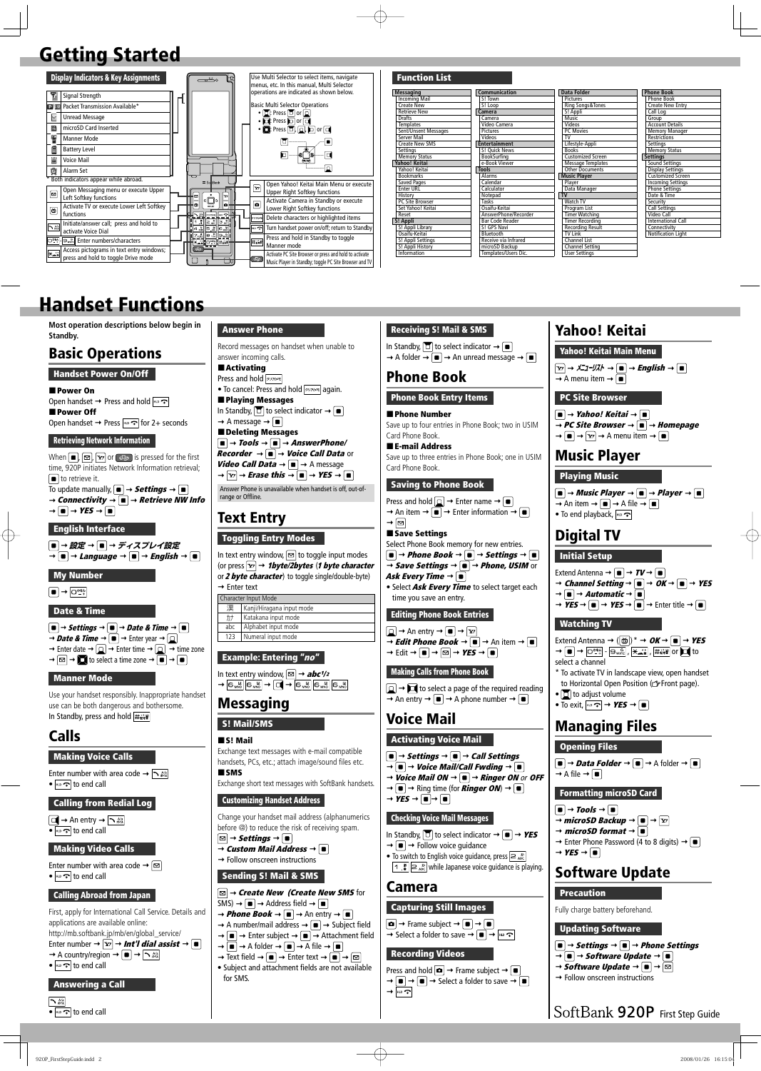# Getting Started

## Display Indicators & Key Assignments

| | |
|---|---|
| | Signal Strength |
| | Packet Transmission Available* |
| | Unread Message |
| | microSD Card Inserted |
| | Manner Mode |
| | Battery Level |
| | Voice Mail |
| | Alarm Set |

Both indicators appear while abroad.

| | |
|---|---|
| | Open Messaging menu or execute Upper Left Softkey functions |
| | Activate TV or execute Lower Left Softkey functions |
| | Initiate/answer call; press and hold to activate Voice Dial |
| | Enter numbers/characters |
| | Access pictograms in text entry windows; press and hold to toggle Drive mode |

Use Multi Selector to select items, navigate menus, etc. In this manual, Multi Selector operations are indicated as shown below.

Basic Multi Selector Operations

- : Press or
- : Press or
- : Press , , or

| | |
|---|---|
| | Open Yahoo! Keitai Main Menu or execute Upper Right Softkey functions |
| | Activate Camera in Standby or execute Lower Right Softkey functions |
| | Delete characters or highlighted items |
| | Turn handset power on/off; return to Standby |
| | Press and hold in Standby to toggle Manner mode |
| | Activate PC Site Browser or press and hold to activate Music Player in Standby; toggle PC Site Browser and TV |

## Function List

| Messaging | Communication | Data Folder | Phone Book |
|---|---|---|---|
| Incoming Mail | S! Town | Pictures | Phone Book |
| Create New | S! Loop | Ring Songs&Tones | Create New Entry |
| Retrieve New | **Camera** | S! Appli | Call Log |
| Drafts | Camera | Music | Group |
| Templates | Video Camera | Videos | Account Details |
| Sent/Unsent Messages | Pictures | PC Movies | Memory Manager |
| Server Mail | Videos | TV | Restrictions |
| Create New SMS | **Entertainment** | Lifestyle-Appli | Settings |
| Settings | S! Quick News | Books | Memory Status |
| Memory Status | BookSurfing | Customized Screen | **Settings** |
| **Yahoo! Keitai** | e-Book Viewer | Message Templates | Sound Settings |
| Yahoo! Keitai | **Tools** | Other Documents | Display Settings |
| Bookmarks | Alarms | **Music Player** | Customized Screen |
| Saved Pages | Calendar | Player | Incoming Settings |
| Enter URL | Calculator | Data Manager | Phone Settings |
| History | Notepad | **TV** | Date & Time |
| PC Site Browser | Tasks | Watch TV | Security |
| Set Yahoo! Keitai | Osaifu-Keitai | Program List | Call Settings |
| Reset | AnswerPhone/Recorder | Timer Watching | Video Call |
| **S! Appli** | Bar Code Reader | Timer Recording | International Call |
| S! Appli Library | S! GPS Navi | Recording Result | Connectivity |
| Osaifu-Keitai | Bluetooth | TV Link | Notification Light |
| S! Appli Settings | Receive via Infrared | Channel List | |
| S! Appli History | microSD Backup | Channel Setting | |
| Information | Templates/Users Dic. | User Settings | |

# Handset Functions

Most operation descriptions below begin in Standby.

## Basic Operations

### Handset Power On/Off

■ **Power On**

Open handset → Press and hold

■ **Power Off**

Open handset → Press for 2+ seconds

### Retrieving Network Information

When , , or is pressed for the first time, 920P initiates Network Information retrieval; to retrieve it.

To update manually, → ***Settings*** → → ***Connectivity*** → → ***Retrieve NW Info*** → → ***YES*** →

### English Interface

→ ***設定*** → → ***ディスプレイ設定*** → → ***Language*** → → ***English*** →

### My Number

→

### Date & Time

→ ***Settings*** → → ***Date & Time*** → → ***Date & Time*** → → Enter year → → Enter date → → Enter time → → time zone → → to select a time zone → →

### Manner Mode

Use your handset responsibly. Inappropriate handset use can be both dangerous and bothersome.

In Standby, press and hold

## Calls

### Making Voice Calls

Enter number with area code →

- to end call

### Calling from Redial Log

→ An entry →

- to end call

### Making Video Calls

Enter number with area code →

- to end call

### Calling Abroad from Japan

First, apply for International Call Service. Details and applications are available online:

http://mb.softbank.jp/mb/en/global_service/

Enter number → → ***Int'l dial assist*** → → A country/region → → →

- to end call

### Answering a Call

- to end call

### Answer Phone

Record messages on handset when unable to answer incoming calls.

■ **Activating**

Press and hold

- To cancel: Press and hold again.

■ **Playing Messages**

In Standby, to select indicator → → A message →

■ **Deleting Messages**

→ ***Tools*** → → ***AnswerPhone/ Recorder*** → → ***Voice Call Data*** or ***Video Call Data*** → → A message → → ***Erase this*** → → ***YES*** →

Answer Phone is unavailable when handset is off, out-of-range or Offline.

## Text Entry

### Toggling Entry Modes

In text entry window, to toggle input modes (or press → ***1byte/2bytes*** (***1 byte character*** or ***2 byte character***) to toggle single/double-byte) → Enter text

| Character Input Mode | |
|---|---|
| 漢 | Kanji/Hiragana input mode |
| カ | Katakana input mode |
| abc | Alphabet input mode |
| 123 | Numeral input mode |

### Example: Entering "no"

In text entry window, → ***abc¹/₂*** → → → →

## Messaging

### S! Mail/SMS

■ **S! Mail**

Exchange text messages with e-mail compatible handsets, PCs, etc.; attach image/sound files etc.

■ **SMS**

Exchange short text messages with SoftBank handsets.

### Customizing Handset Address

Change your handset mail address (alphanumerics before @) to reduce the risk of receiving spam.

→ ***Settings*** → → ***Custom Mail Address*** → → Follow onscreen instructions

### Sending S! Mail & SMS

→ ***Create New*** (***Create New SMS*** for SMS) → → Address field → → ***Phone Book*** → → An entry → → A number/mail address → → Subject field → → Enter subject → → Attachment field → → A folder → → A file → → Text field → → Enter text → →

- Subject and attachment fields are not available for SMS.

### Receiving S! Mail & SMS

In Standby, to select indicator → → A folder → → An unread message →

## Phone Book

### Phone Book Entry Items

■ **Phone Number**

Save up to four entries in Phone Book; two in USIM Card Phone Book.

■ **E-mail Address**

Save up to three entries in Phone Book; one in USIM Card Phone Book.

### Saving to Phone Book

Press and hold → Enter name → → An item → → Enter information → →

■ **Save Settings**

Select Phone Book memory for new entries.

→ ***Phone Book*** → → ***Settings*** → → ***Save Settings*** → → ***Phone, USIM*** or ***Ask Every Time*** →

- Select ***Ask Every Time*** to select target each time you save an entry.

### Editing Phone Book Entries

→ An entry → → → ***Edit Phone Book*** → → An item → → Edit → → ***YES*** →

### Making Calls from Phone Book

→ to select a page of the required reading → An entry → → A phone number →

## Voice Mail

### Activating Voice Mail

→ ***Settings*** → → ***Call Settings*** → → ***Voice Mail/Call Fwding*** → → ***Voice Mail ON*** → → ***Ringer ON*** or ***OFF*** → → Ring time (for ***Ringer ON***) → → ***YES*** → →

### Checking Voice Mail Messages

In Standby, to select indicator → → ***YES*** → → Follow voice guidance

- To switch to English voice guidance, press while Japanese voice guidance is playing.

## Camera

### Capturing Still Images

→ Frame subject → → → Select a folder to save → →

### Recording Videos

Press and hold → Frame subject → → → Select a folder to save → →

## Yahoo! Keitai

### Yahoo! Keitai Main Menu

→ メニューリスト → → ***English*** → → A menu item →

### PC Site Browser

→ ***Yahoo! Keitai*** → → ***PC Site Browser*** → → ***Homepage*** → → → A menu item →

## Music Player

### Playing Music

→ ***Music Player*** → → ***Player*** → → An item → → A file →

- To end playback,

## Digital TV

### Initial Setup

Extend Antenna → → ***TV*** → → ***Channel Setting*** → → ***OK*** → → ***YES*** → → ***Automatic*** → → ***YES*** → → ***YES*** → → Enter title →

### Watching TV

Extend Antenna → ()* → ***OK*** → → ***YES*** → → - , , or to select a channel

\* To activate TV in landscape view, open handset to Horizontal Open Position (Front page).

- to adjust volume
- To exit, → ***YES*** →

## Managing Files

### Opening Files

→ ***Data Folder*** → → A folder → → A file →

### Formatting microSD Card

→ ***Tools*** → → ***microSD Backup*** → → → ***microSD format*** → → Enter Phone Password (4 to 8 digits) → → ***YES*** →

## Software Update

### Precaution

Fully charge battery beforehand.

### Updating Software

→ ***Settings*** → → ***Phone Settings*** → → ***Software Update*** → → ***Software Update*** → → → Follow onscreen instructions

SoftBank 920P First Step Guide